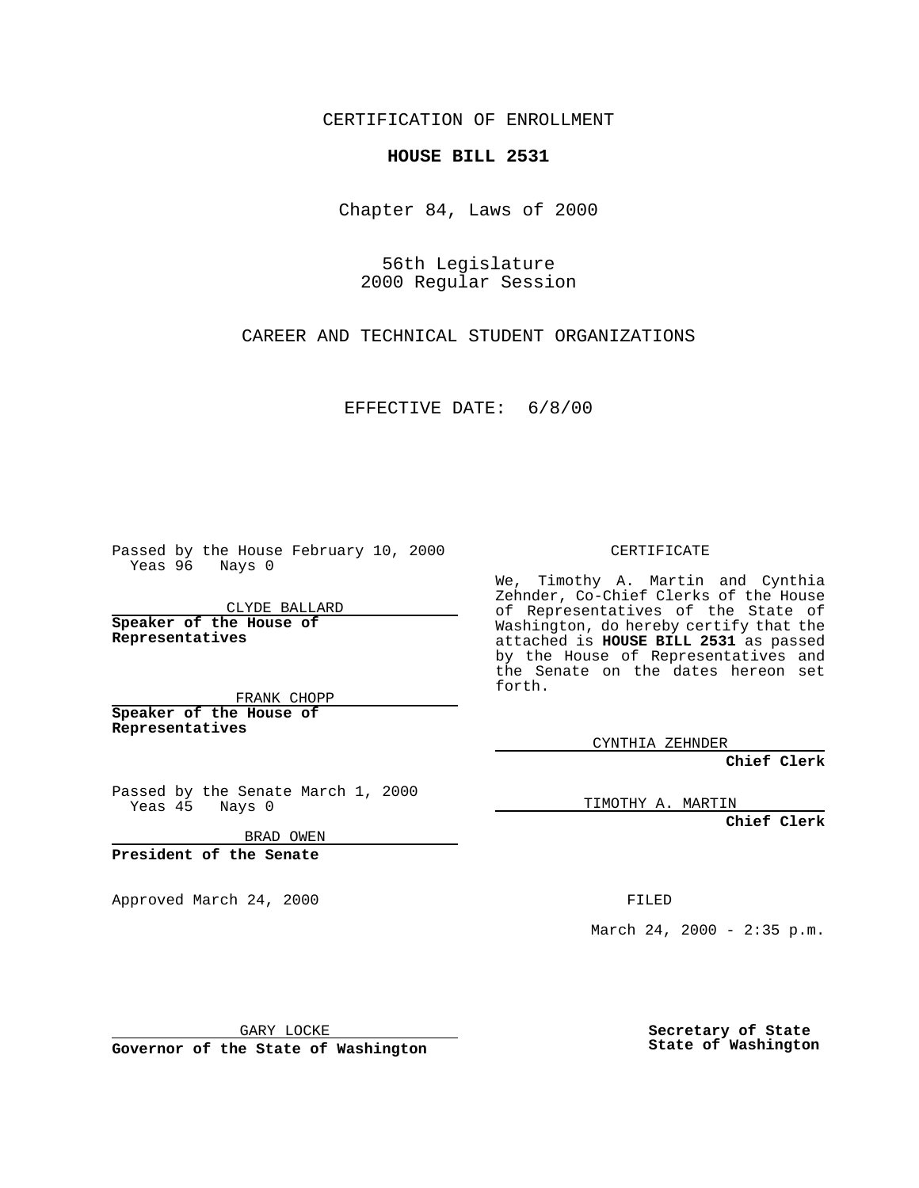CERTIFICATION OF ENROLLMENT

**HOUSE BILL 2531**

Chapter 84, Laws of 2000

56th Legislature
2000 Regular Session

CAREER AND TECHNICAL STUDENT ORGANIZATIONS

EFFECTIVE DATE: 6/8/00

Passed by the House February 10, 2000
Yeas 96 Nays 0

CLYDE BALLARD

**Speaker of the House of Representatives**

FRANK CHOPP

**Speaker of the House of Representatives**

Passed by the Senate March 1, 2000
Yeas 45 Nays 0

BRAD OWEN

**President of the Senate**

Approved March 24, 2000

GARY LOCKE

**Governor of the State of Washington**

CERTIFICATE

We, Timothy A. Martin and Cynthia Zehnder, Co-Chief Clerks of the House of Representatives of the State of Washington, do hereby certify that the attached is **HOUSE BILL 2531** as passed by the House of Representatives and the Senate on the dates hereon set forth.

CYNTHIA ZEHNDER

**Chief Clerk**

TIMOTHY A. MARTIN

**Chief Clerk**

FILED

March 24, 2000 - 2:35 p.m.

**Secretary of State**
**State of Washington**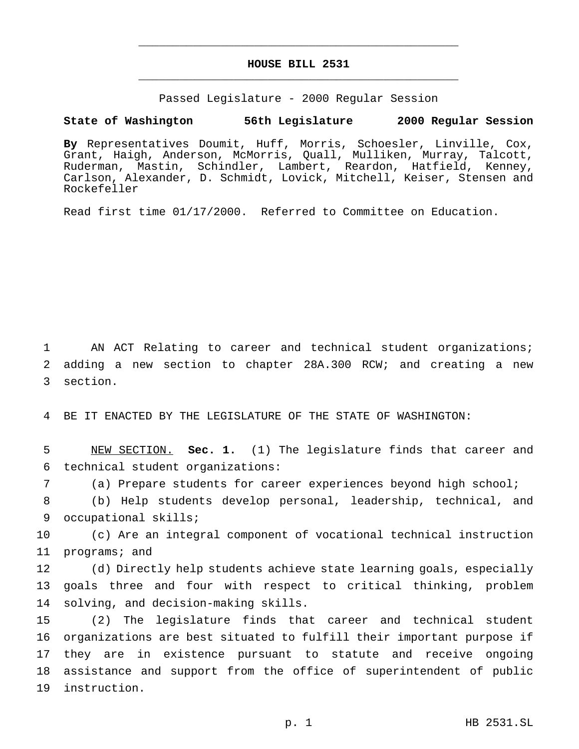# HOUSE BILL 2531

Passed Legislature - 2000 Regular Session

**State of Washington 56th Legislature 2000 Regular Session**

**By** Representatives Doumit, Huff, Morris, Schoesler, Linville, Cox, Grant, Haigh, Anderson, McMorris, Quall, Mulliken, Murray, Talcott, Ruderman, Mastin, Schindler, Lambert, Reardon, Hatfield, Kenney, Carlson, Alexander, D. Schmidt, Lovick, Mitchell, Keiser, Stensen and Rockefeller

Read first time 01/17/2000. Referred to Committee on Education.

AN ACT Relating to career and technical student organizations; adding a new section to chapter 28A.300 RCW; and creating a new section.

BE IT ENACTED BY THE LEGISLATURE OF THE STATE OF WASHINGTON:

NEW SECTION. **Sec. 1.** (1) The legislature finds that career and technical student organizations:

(a) Prepare students for career experiences beyond high school;

(b) Help students develop personal, leadership, technical, and occupational skills;

(c) Are an integral component of vocational technical instruction programs; and

(d) Directly help students achieve state learning goals, especially goals three and four with respect to critical thinking, problem solving, and decision-making skills.

(2) The legislature finds that career and technical student organizations are best situated to fulfill their important purpose if they are in existence pursuant to statute and receive ongoing assistance and support from the office of superintendent of public instruction.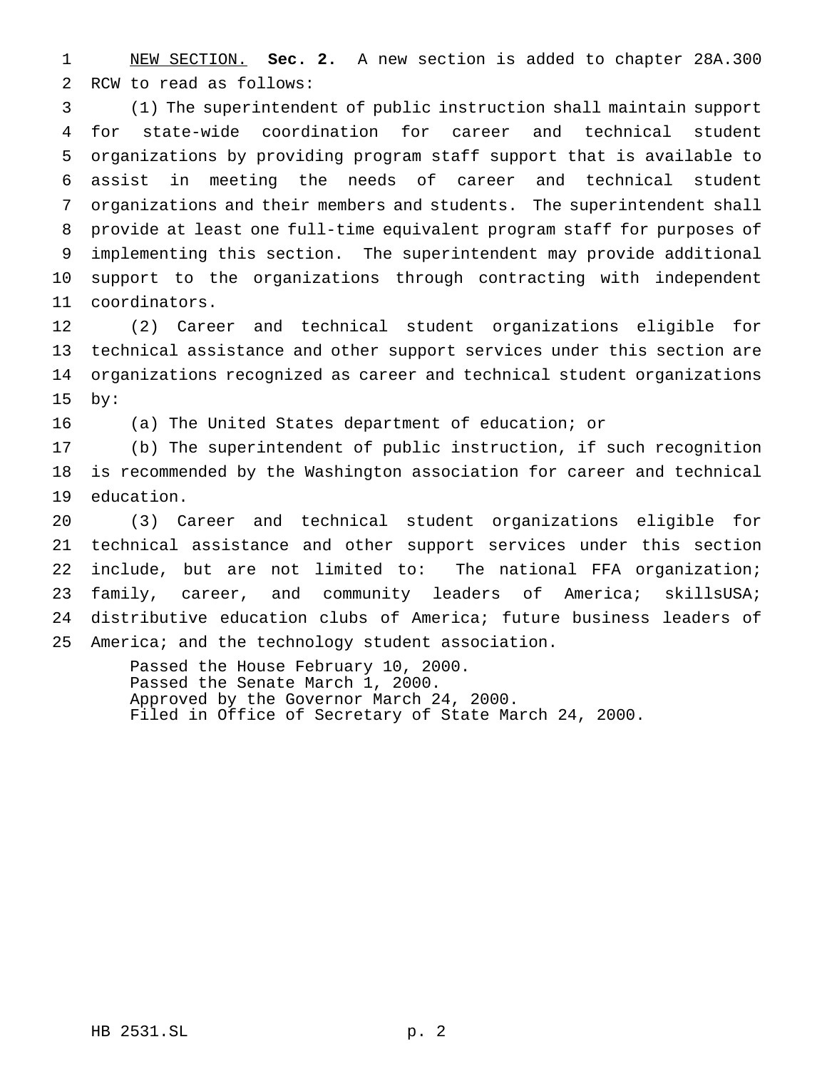NEW SECTION. **Sec. 2.** A new section is added to chapter 28A.300 RCW to read as follows:

(1) The superintendent of public instruction shall maintain support for state-wide coordination for career and technical student organizations by providing program staff support that is available to assist in meeting the needs of career and technical student organizations and their members and students. The superintendent shall provide at least one full-time equivalent program staff for purposes of implementing this section. The superintendent may provide additional support to the organizations through contracting with independent coordinators.

(2) Career and technical student organizations eligible for technical assistance and other support services under this section are organizations recognized as career and technical student organizations by:

(a) The United States department of education; or

(b) The superintendent of public instruction, if such recognition is recommended by the Washington association for career and technical education.

(3) Career and technical student organizations eligible for technical assistance and other support services under this section include, but are not limited to: The national FFA organization; family, career, and community leaders of America; skillsUSA; distributive education clubs of America; future business leaders of America; and the technology student association.

Passed the House February 10, 2000.
Passed the Senate March 1, 2000.
Approved by the Governor March 24, 2000.
Filed in Office of Secretary of State March 24, 2000.